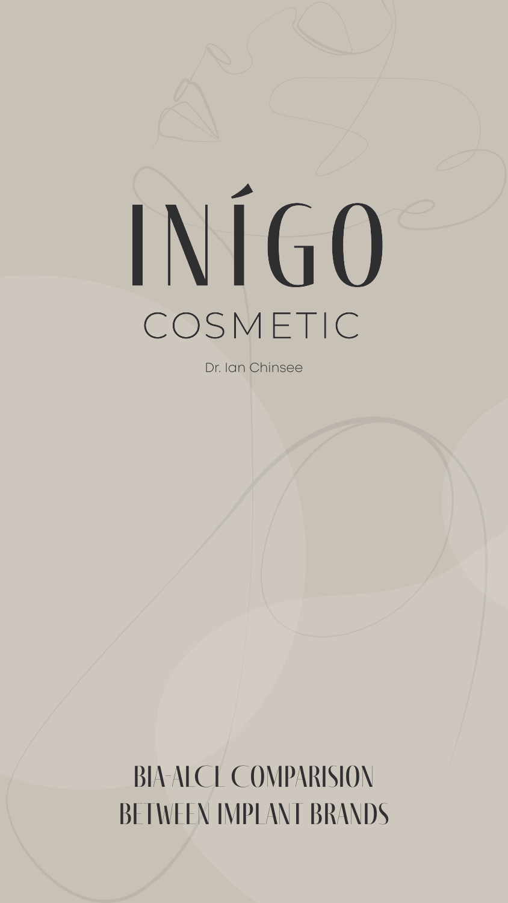# INÍGO

COSMETIC

Dr. Ian Chinsee

## BIA-ALCL COMPARISION BETWEEN IMPLANT BRANDS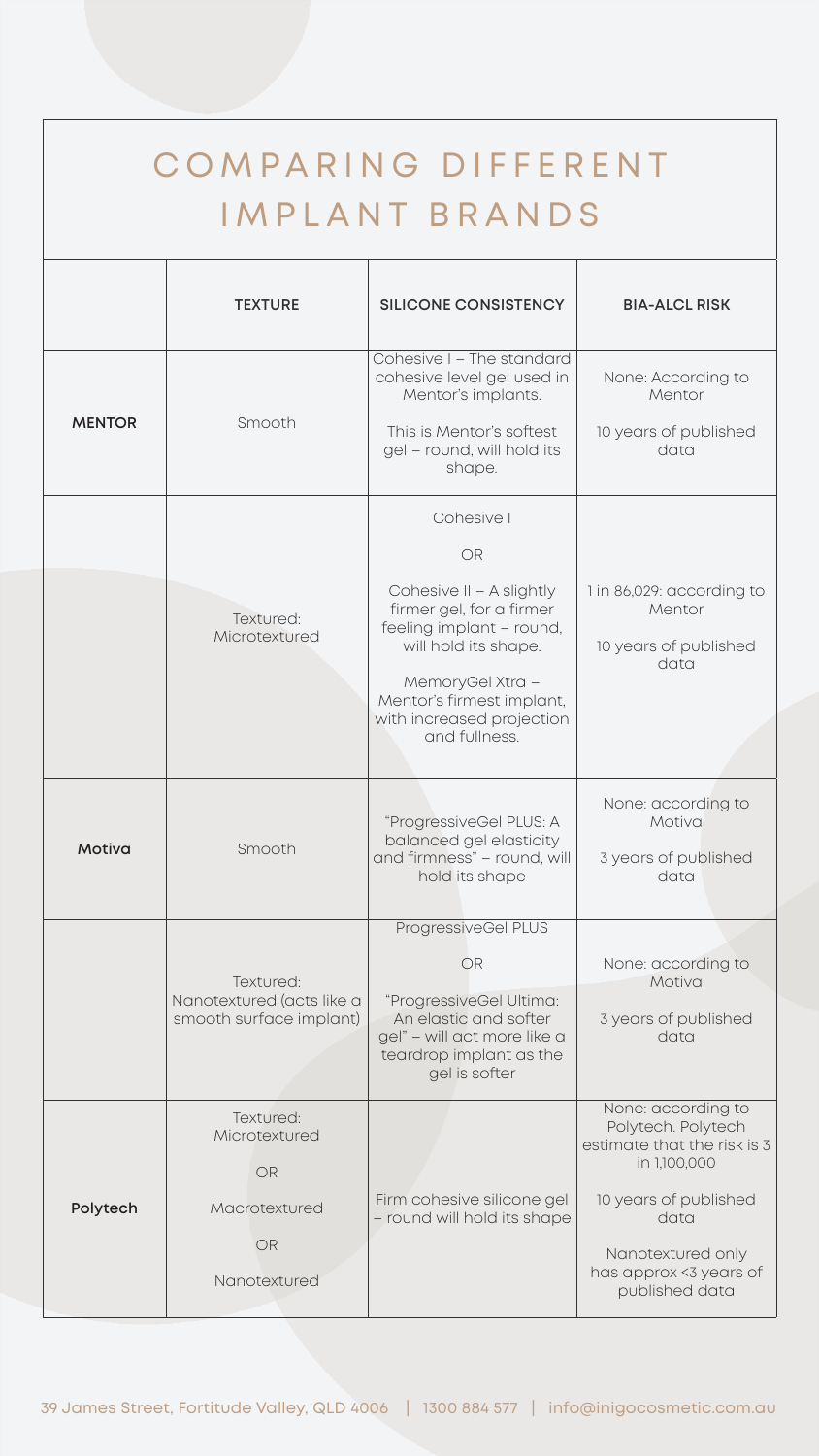# COMPARING DIFFERENT IMPLANT BRANDS

| | TEXTURE | SILICONE CONSISTENCY | BIA-ALCL RISK |
|---|---|---|---|
| **MENTOR** | Smooth | Cohesive I – The standard cohesive level gel used in Mentor's implants.<br><br>This is Mentor's softest gel – round, will hold its shape. | None: According to Mentor<br><br>10 years of published data |
| | Textured: Microtextured | Cohesive I<br><br>OR<br><br>Cohesive II – A slightly firmer gel, for a firmer feeling implant – round, will hold its shape.<br><br>MemoryGel Xtra – Mentor's firmest implant, with increased projection and fullness. | 1 in 86,029: according to Mentor<br><br>10 years of published data |
| **Motiva** | Smooth | "ProgressiveGel PLUS: A balanced gel elasticity and firmness" – round, will hold its shape | None: according to Motiva<br><br>3 years of published data |
| | Textured: Nanotextured (acts like a smooth surface implant) | ProgressiveGel PLUS<br><br>OR<br><br>"ProgressiveGel Ultima: An elastic and softer gel" – will act more like a teardrop implant as the gel is softer | None: according to Motiva<br><br>3 years of published data |
| **Polytech** | Textured: Microtextured<br><br>OR<br><br>Macrotextured<br><br>OR<br><br>Nanotextured | Firm cohesive silicone gel – round will hold its shape | None: according to Polytech. Polytech estimate that the risk is 3 in 1,100,000<br><br>10 years of published data<br><br>Nanotextured only has approx <3 years of published data |

39 James Street, Fortitude Valley, QLD 4006 | 1300 884 577 | info@inigocosmetic.com.au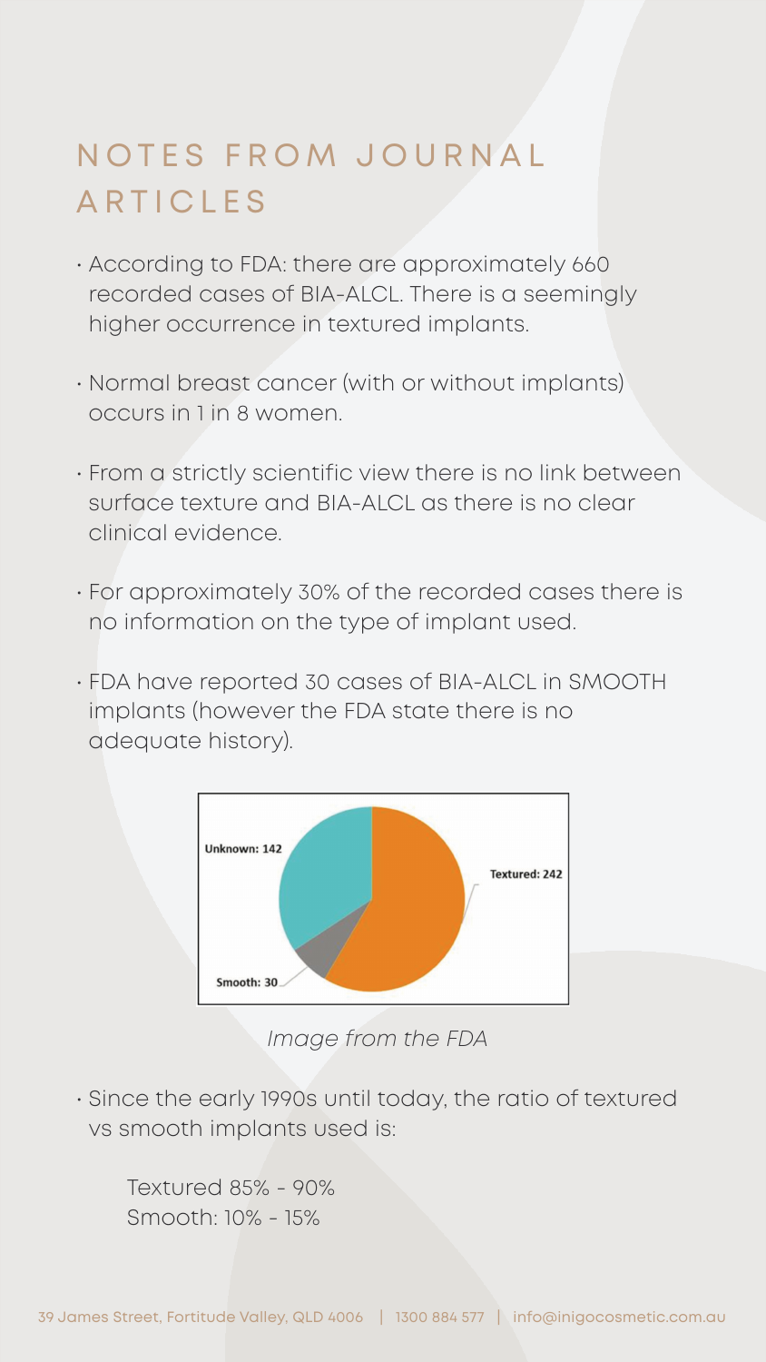# NOTES FROM JOURNAL ARTICLES

- According to FDA: there are approximately 660 recorded cases of BIA-ALCL. There is a seemingly higher occurrence in textured implants.
- Normal breast cancer (with or without implants) occurs in 1 in 8 women.
- From a strictly scientific view there is no link between surface texture and BIA-ALCL as there is no clear clinical evidence.
- For approximately 30% of the recorded cases there is no information on the type of implant used.
- FDA have reported 30 cases of BIA-ALCL in SMOOTH implants (however the FDA state there is no adequate history).

Unknown: 142

Textured: 242

Smooth: 30

*Image from the FDA*

- Since the early 1990s until today, the ratio of textured vs smooth implants used is:

  Textured 85% - 90%
  Smooth: 10% - 15%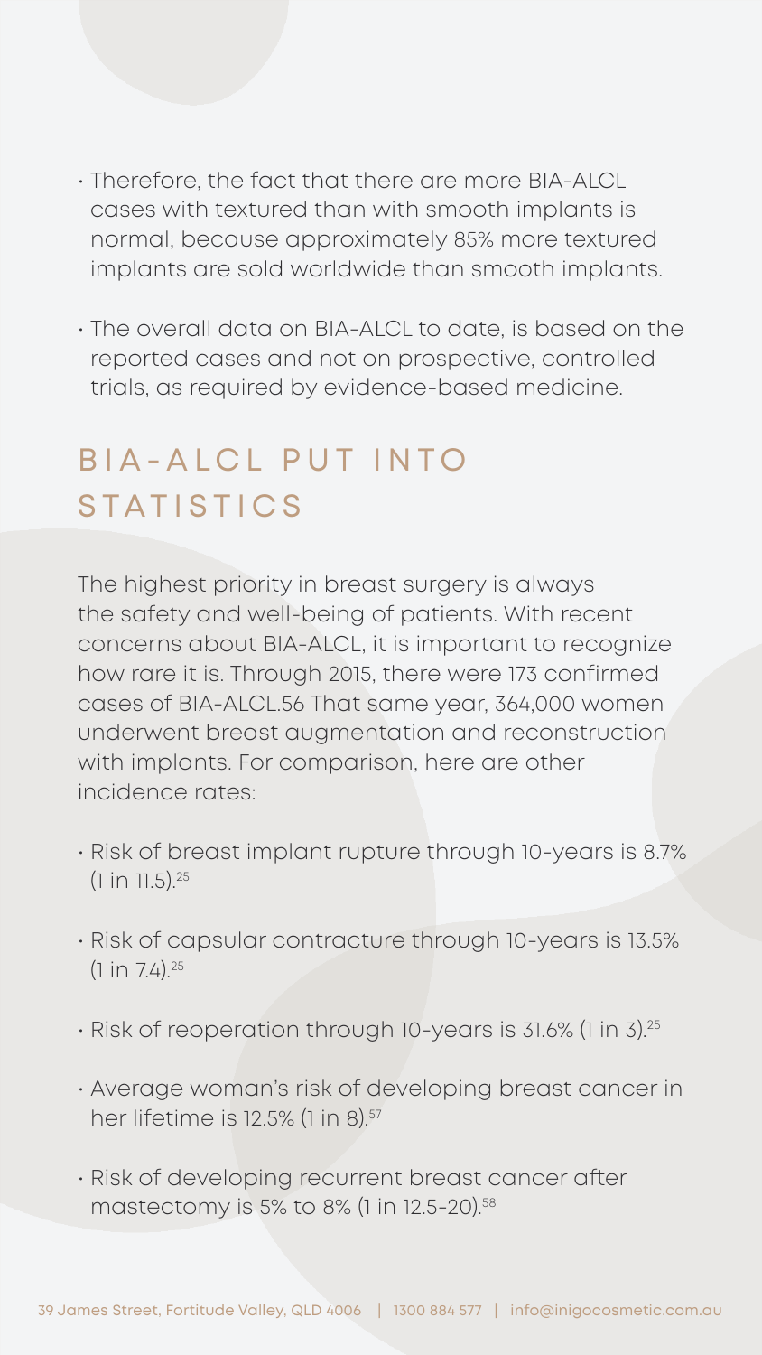- Therefore, the fact that there are more BIA-ALCL cases with textured than with smooth implants is normal, because approximately 85% more textured implants are sold worldwide than smooth implants.
- The overall data on BIA-ALCL to date, is based on the reported cases and not on prospective, controlled trials, as required by evidence-based medicine.

## BIA-ALCL PUT INTO STATISTICS

The highest priority in breast surgery is always the safety and well-being of patients. With recent concerns about BIA-ALCL, it is important to recognize how rare it is. Through 2015, there were 173 confirmed cases of BIA-ALCL.56 That same year, 364,000 women underwent breast augmentation and reconstruction with implants. For comparison, here are other incidence rates:

- Risk of breast implant rupture through 10-years is 8.7% (1 in 11.5).[25]
- Risk of capsular contracture through 10-years is 13.5% (1 in 7.4).[25]
- Risk of reoperation through 10-years is 31.6% (1 in 3).[25]
- Average woman's risk of developing breast cancer in her lifetime is 12.5% (1 in 8).[57]
- Risk of developing recurrent breast cancer after mastectomy is 5% to 8% (1 in 12.5-20).[58]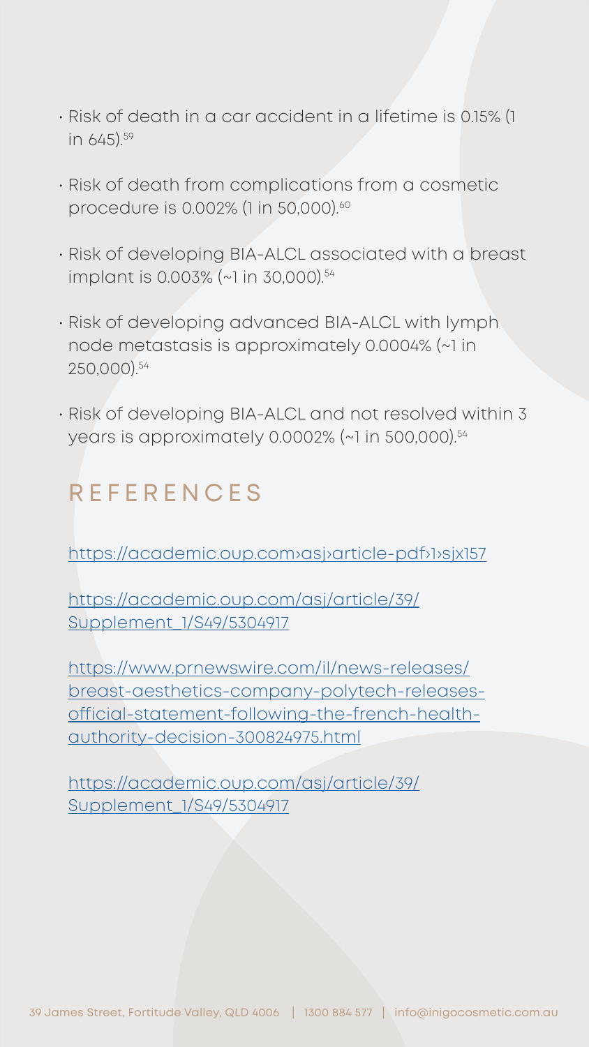- Risk of death in a car accident in a lifetime is 0.15% (1 in 645).[59]
- Risk of death from complications from a cosmetic procedure is 0.002% (1 in 50,000).[60]
- Risk of developing BIA-ALCL associated with a breast implant is 0.003% (~1 in 30,000).[54]
- Risk of developing advanced BIA-ALCL with lymph node metastasis is approximately 0.0004% (~1 in 250,000).[54]
- Risk of developing BIA-ALCL and not resolved within 3 years is approximately 0.0002% (~1 in 500,000).[54]

## REFERENCES

https://academic.oup.com›asj›article-pdf›1›sjx157

https://academic.oup.com/asj/article/39/Supplement_1/S49/5304917

https://www.prnewswire.com/il/news-releases/breast-aesthetics-company-polytech-releases-official-statement-following-the-french-health-authority-decision-300824975.html

https://academic.oup.com/asj/article/39/Supplement_1/S49/5304917